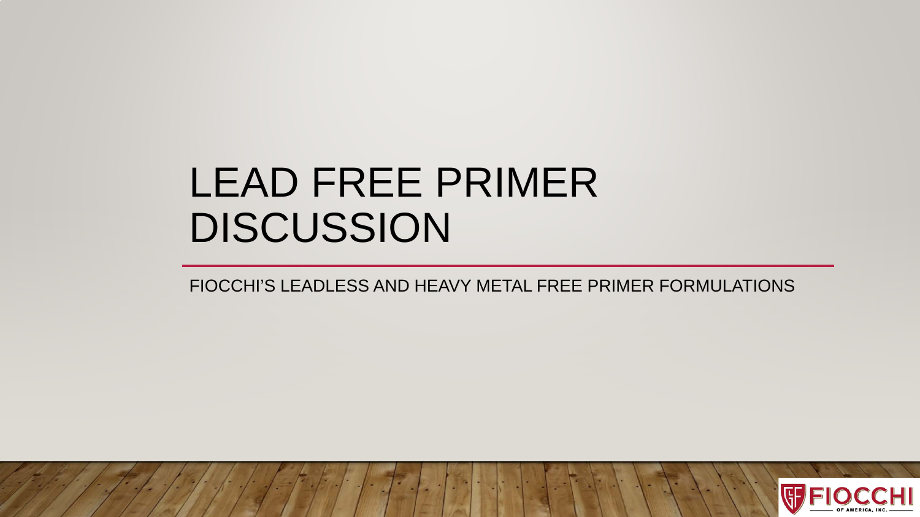# LEAD FREE PRIMER DISCUSSION

FIOCCHI'S LEADLESS AND HEAVY METAL FREE PRIMER FORMULATIONS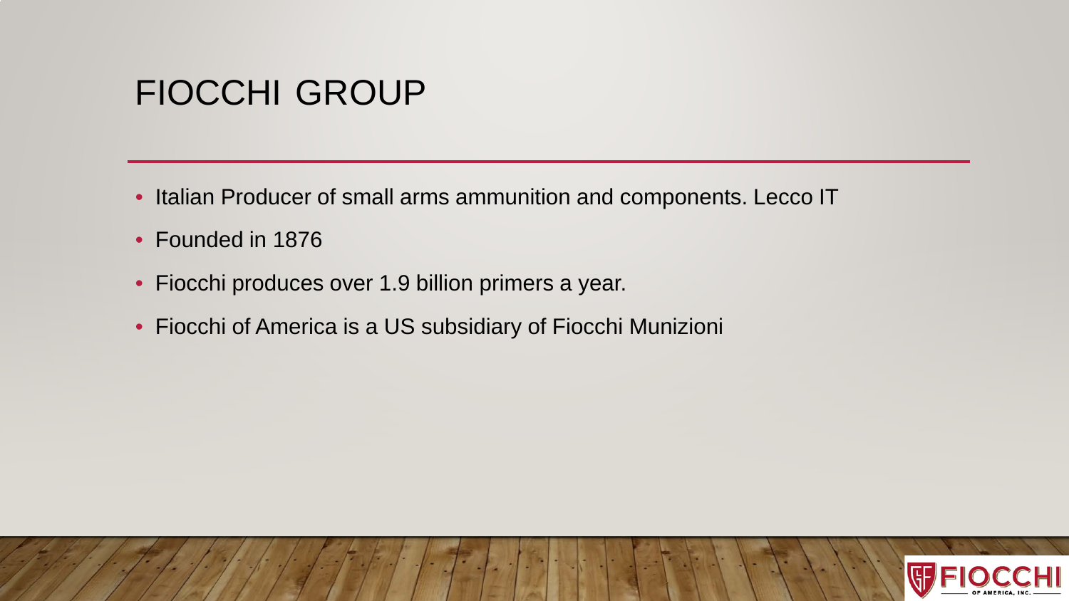# FIOCCHI GROUP

- Italian Producer of small arms ammunition and components. Lecco IT
- Founded in 1876
- Fiocchi produces over 1.9 billion primers a year.
- Fiocchi of America is a US subsidiary of Fiocchi Munizioni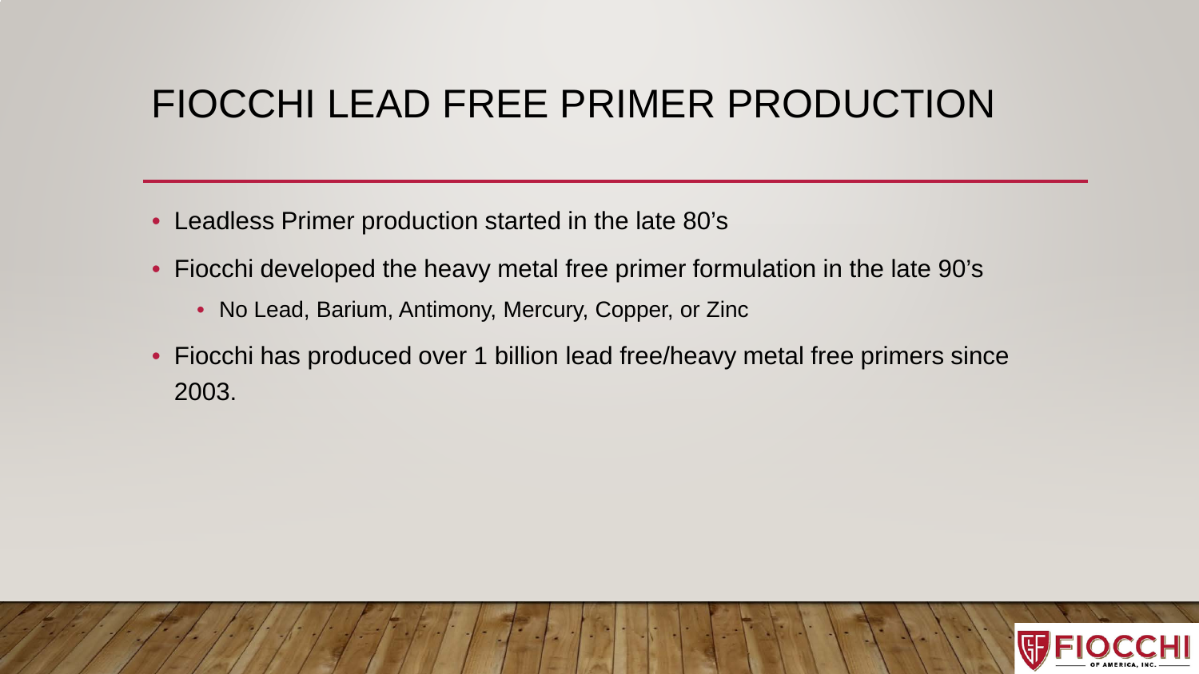# FIOCCHI LEAD FREE PRIMER PRODUCTION

- Leadless Primer production started in the late 80's
- Fiocchi developed the heavy metal free primer formulation in the late 90's
  - No Lead, Barium, Antimony, Mercury, Copper, or Zinc
- Fiocchi has produced over 1 billion lead free/heavy metal free primers since 2003.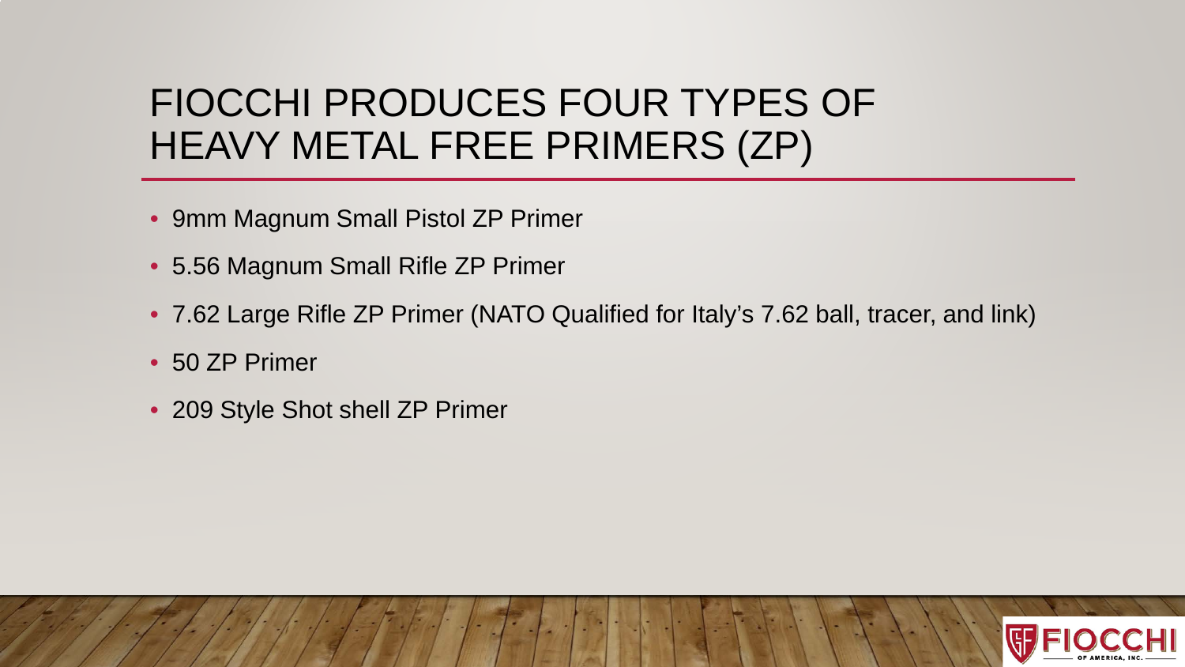# FIOCCHI PRODUCES FOUR TYPES OF HEAVY METAL FREE PRIMERS (ZP)

- 9mm Magnum Small Pistol ZP Primer
- 5.56 Magnum Small Rifle ZP Primer
- 7.62 Large Rifle ZP Primer (NATO Qualified for Italy's 7.62 ball, tracer, and link)
- 50 ZP Primer
- 209 Style Shot shell ZP Primer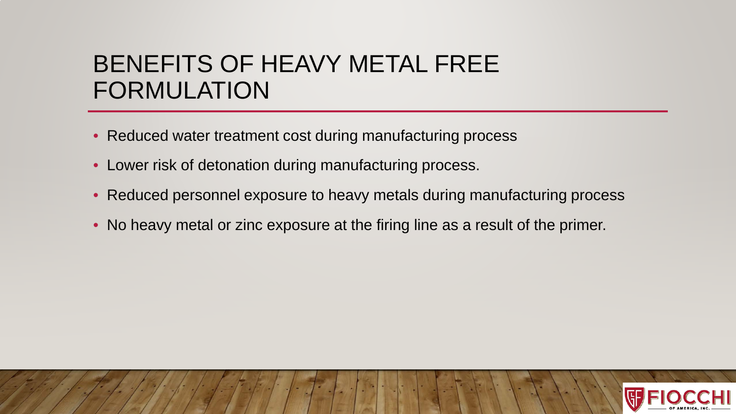# BENEFITS OF HEAVY METAL FREE FORMULATION

- Reduced water treatment cost during manufacturing process
- Lower risk of detonation during manufacturing process.
- Reduced personnel exposure to heavy metals during manufacturing process
- No heavy metal or zinc exposure at the firing line as a result of the primer.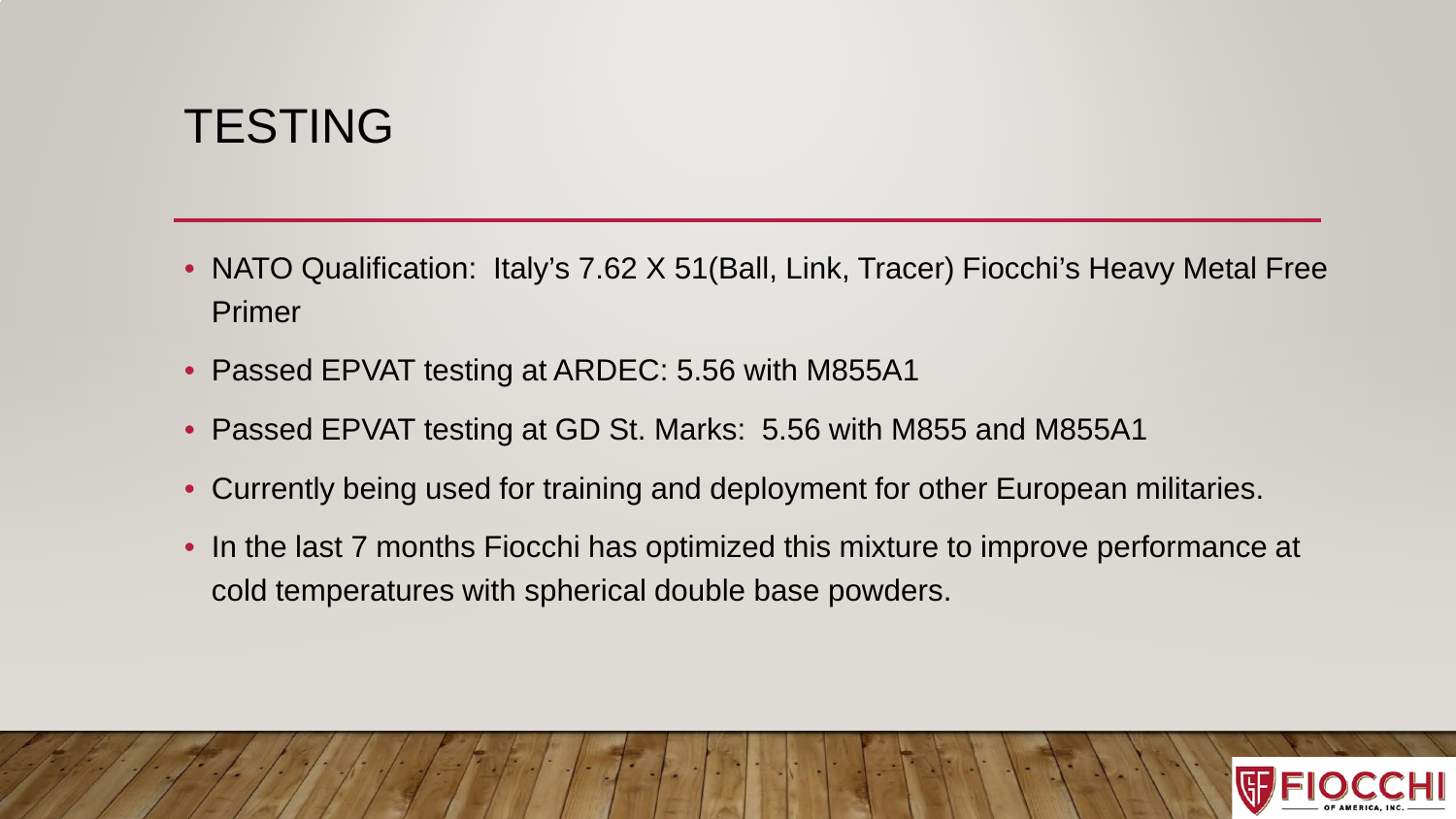# TESTING

- NATO Qualification: Italy's 7.62 X 51(Ball, Link, Tracer) Fiocchi's Heavy Metal Free Primer
- Passed EPVAT testing at ARDEC: 5.56 with M855A1
- Passed EPVAT testing at GD St. Marks: 5.56 with M855 and M855A1
- Currently being used for training and deployment for other European militaries.
- In the last 7 months Fiocchi has optimized this mixture to improve performance at cold temperatures with spherical double base powders.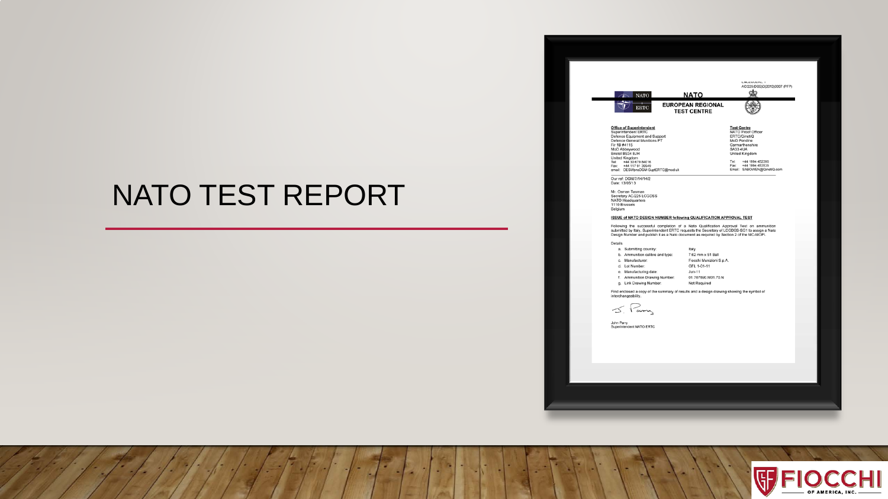# NATO TEST REPORT

ENCLOSURE 1
AC/225(DSG)D(2013)0007 (PFP)

NATO ERTC

**NATO**
**EUROPEAN REGIONAL TEST CENTRE**

**Office of Superintendent**
Superintendent ERTC
Defence Equipment and Support
Defence General Munitions PT
Fir 1B #4115
MoD Abbeywood
Bristol BS34 8JH
United Kingdom
Tel: +44 30 679 84016
Fax: +44 117 91 39949
email: DESWpnsDGM-SuptERTC@mod.uk

**Test Centre**
NATO Proof Officer
ERTC/QinetiQ
MoD Pendine
Carmarthenshire
SA33 4UA
United Kingdom
Tel: +44 1994 452385
Fax: +44 1994 453535
Email: SABOWEN@QinetiQ.com

Our ref: DGM/7/14/14/2
Date: 13/05/13

Mr. Osman Tasman
Secretary AC/225 LCGDSS
NATO Headquarters
1110 Brussels
Belgium

**ISSUE of NATO DESIGN NUMBER following QUALIFICATION APPROVAL TEST**

Following the successful completion of a Nato Qualification Approval Test on ammunition submitted by Italy, Superintendent ERTC requests the Secretary of LCGDSS-SG1 to assign a Nato Design Number and publish it as a Nato document as required by Section 2 of the MC-MOPI.

Details

| | |
|---|---|
| a. Submitting country: | Italy |
| b. Ammunition calibre and type: | 7.62 mm x 51 Ball |
| c. Manufacturer: | Fiocchi Munizioni S.p.A. |
| d. Lot Number: | GFL 1-01-11 |
| e. Manufacturing date: | Jun-11 |
| f. Ammunition Drawing Number: | 01.707690.M01.70.N |
| g. Link Drawing Number: | Not Required |

Find enclosed a copy of the summary of results and a design drawing showing the symbol of interchangeability.

J. Parry

John Parry
Superintendent NATO ERTC

FIOCCHI OF AMERICA, INC.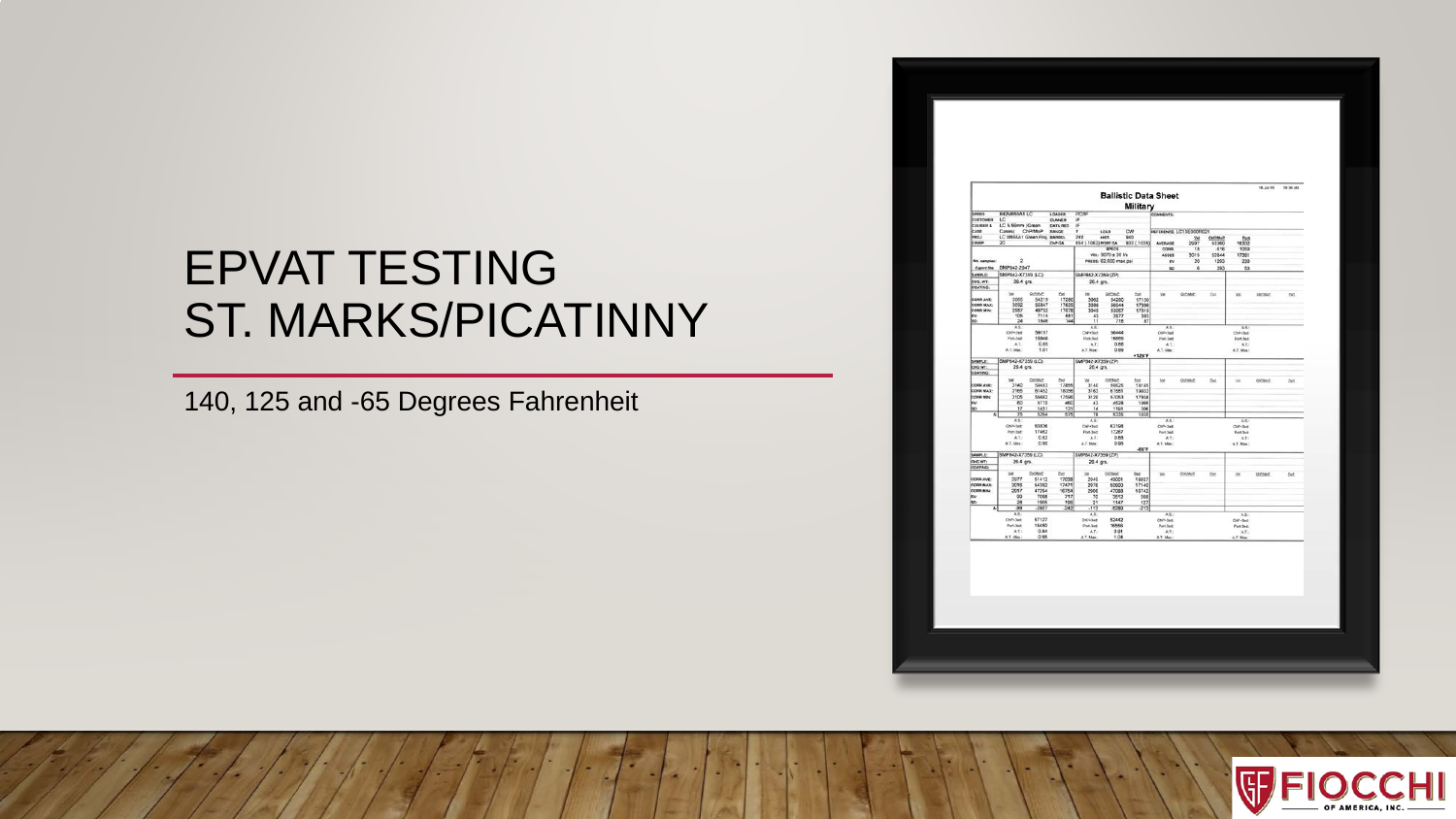# EPVAT TESTING ST. MARKS/PICATINNY

140, 125 and -65 Degrees Fahrenheit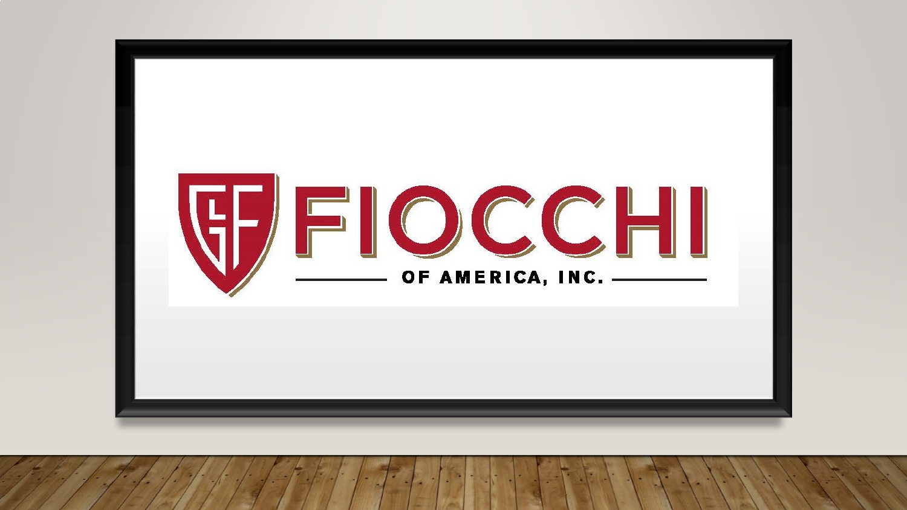FIOCCHI

OF AMERICA, INC.